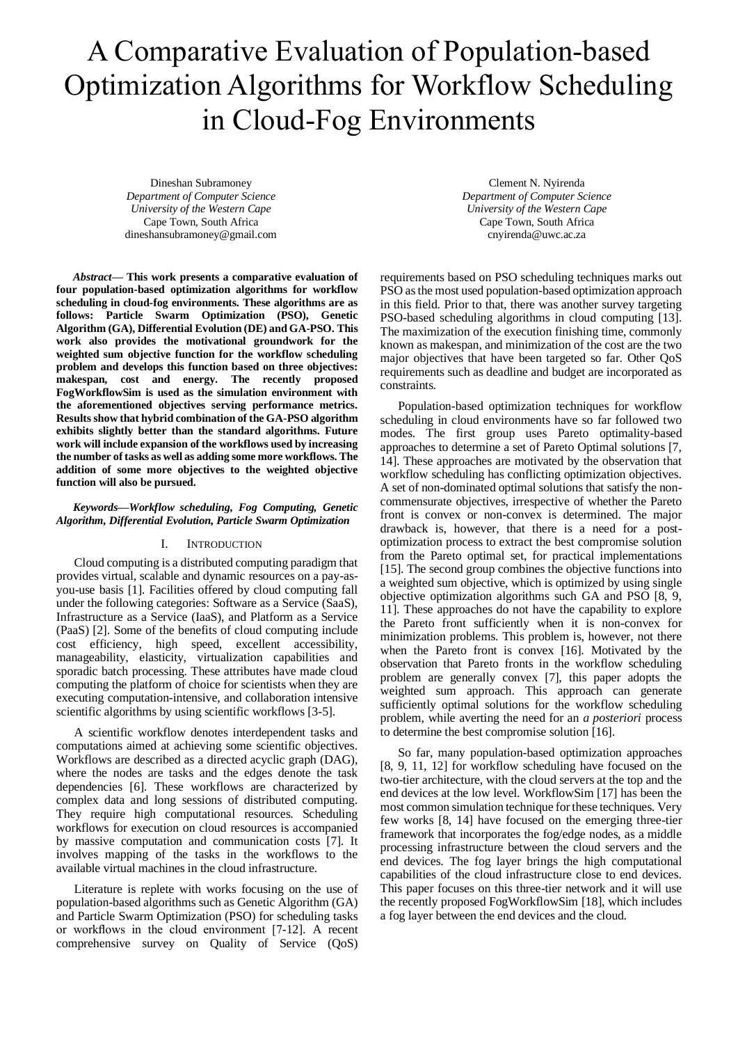# A Comparative Evaluation of Population-based Optimization Algorithms for Workflow Scheduling in Cloud-Fog Environments

Dineshan Subramoney
*Department of Computer Science*
*University of the Western Cape*
Cape Town, South Africa
dineshansubramoney@gmail.com

Clement N. Nyirenda
*Department of Computer Science*
*University of the Western Cape*
Cape Town, South Africa
cnyirenda@uwc.ac.za

***Abstract*— This work presents a comparative evaluation of four population-based optimization algorithms for workflow scheduling in cloud-fog environments. These algorithms are as follows: Particle Swarm Optimization (PSO), Genetic Algorithm (GA), Differential Evolution (DE) and GA-PSO. This work also provides the motivational groundwork for the weighted sum objective function for the workflow scheduling problem and develops this function based on three objectives: makespan, cost and energy. The recently proposed FogWorkflowSim is used as the simulation environment with the aforementioned objectives serving performance metrics. Results show that hybrid combination of the GA-PSO algorithm exhibits slightly better than the standard algorithms. Future work will include expansion of the workflows used by increasing the number of tasks as well as adding some more workflows. The addition of some more objectives to the weighted objective function will also be pursued.**

***Keywords—Workflow scheduling, Fog Computing, Genetic Algorithm, Differential Evolution, Particle Swarm Optimization***

## I. INTRODUCTION

Cloud computing is a distributed computing paradigm that provides virtual, scalable and dynamic resources on a pay-as-you-use basis [1]. Facilities offered by cloud computing fall under the following categories: Software as a Service (SaaS), Infrastructure as a Service (IaaS), and Platform as a Service (PaaS) [2]. Some of the benefits of cloud computing include cost efficiency, high speed, excellent accessibility, manageability, elasticity, virtualization capabilities and sporadic batch processing. These attributes have made cloud computing the platform of choice for scientists when they are executing computation-intensive, and collaboration intensive scientific algorithms by using scientific workflows [3-5].

A scientific workflow denotes interdependent tasks and computations aimed at achieving some scientific objectives. Workflows are described as a directed acyclic graph (DAG), where the nodes are tasks and the edges denote the task dependencies [6]. These workflows are characterized by complex data and long sessions of distributed computing. They require high computational resources. Scheduling workflows for execution on cloud resources is accompanied by massive computation and communication costs [7]. It involves mapping of the tasks in the workflows to the available virtual machines in the cloud infrastructure.

Literature is replete with works focusing on the use of population-based algorithms such as Genetic Algorithm (GA) and Particle Swarm Optimization (PSO) for scheduling tasks or workflows in the cloud environment [7-12]. A recent comprehensive survey on Quality of Service (QoS) requirements based on PSO scheduling techniques marks out PSO as the most used population-based optimization approach in this field. Prior to that, there was another survey targeting PSO-based scheduling algorithms in cloud computing [13]. The maximization of the execution finishing time, commonly known as makespan, and minimization of the cost are the two major objectives that have been targeted so far. Other QoS requirements such as deadline and budget are incorporated as constraints.

Population-based optimization techniques for workflow scheduling in cloud environments have so far followed two modes. The first group uses Pareto optimality-based approaches to determine a set of Pareto Optimal solutions [7, 14]. These approaches are motivated by the observation that workflow scheduling has conflicting optimization objectives. A set of non-dominated optimal solutions that satisfy the non-commensurate objectives, irrespective of whether the Pareto front is convex or non-convex is determined. The major drawback is, however, that there is a need for a post-optimization process to extract the best compromise solution from the Pareto optimal set, for practical implementations [15]. The second group combines the objective functions into a weighted sum objective, which is optimized by using single objective optimization algorithms such GA and PSO [8, 9, 11]. These approaches do not have the capability to explore the Pareto front sufficiently when it is non-convex for minimization problems. This problem is, however, not there when the Pareto front is convex [16]. Motivated by the observation that Pareto fronts in the workflow scheduling problem are generally convex [7], this paper adopts the weighted sum approach. This approach can generate sufficiently optimal solutions for the workflow scheduling problem, while averting the need for an *a posteriori* process to determine the best compromise solution [16].

So far, many population-based optimization approaches [8, 9, 11, 12] for workflow scheduling have focused on the two-tier architecture, with the cloud servers at the top and the end devices at the low level. WorkflowSim [17] has been the most common simulation technique for these techniques. Very few works [8, 14] have focused on the emerging three-tier framework that incorporates the fog/edge nodes, as a middle processing infrastructure between the cloud servers and the end devices. The fog layer brings the high computational capabilities of the cloud infrastructure close to end devices. This paper focuses on this three-tier network and it will use the recently proposed FogWorkflowSim [18], which includes a fog layer between the end devices and the cloud.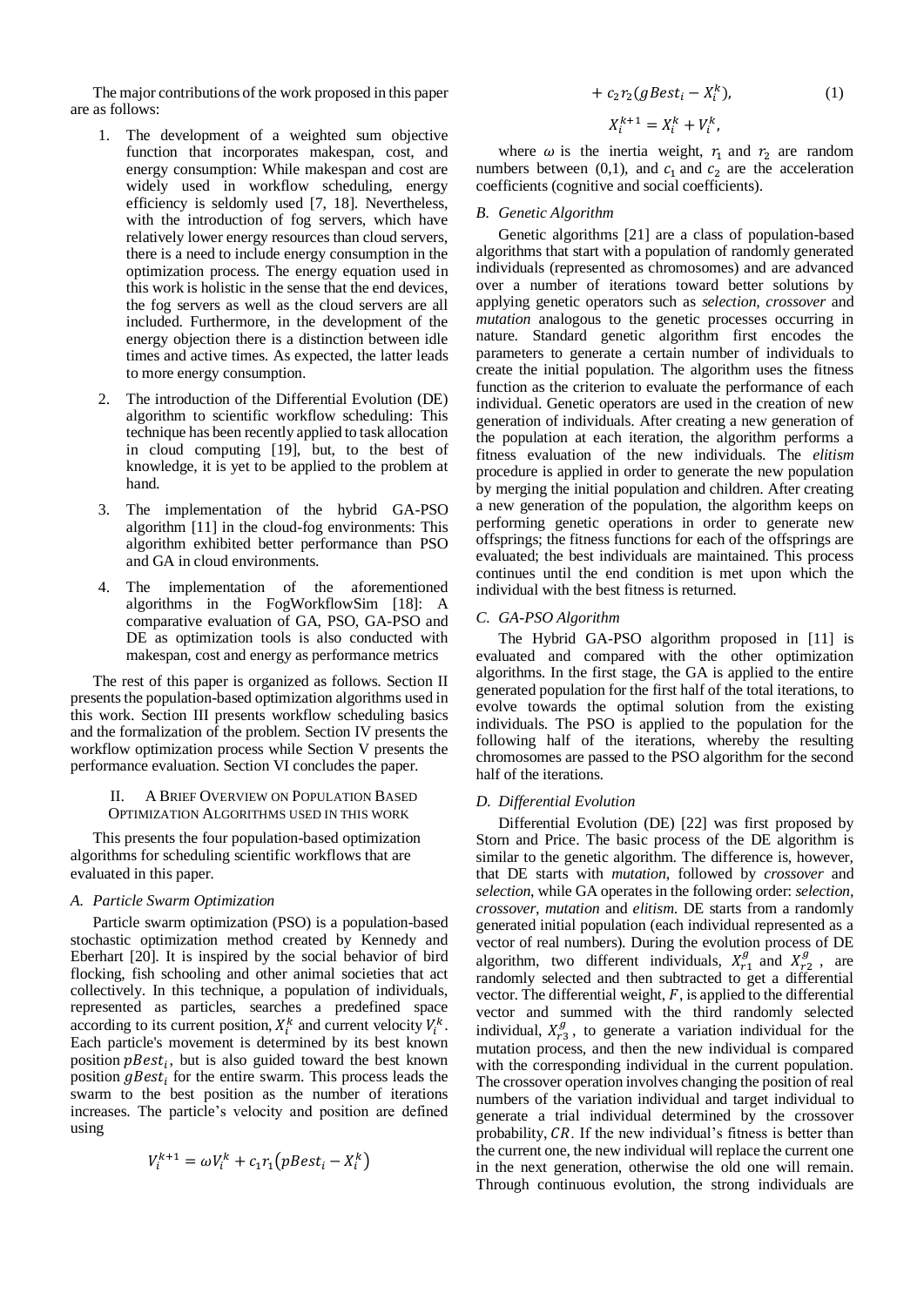The major contributions of the work proposed in this paper are as follows:

1. The development of a weighted sum objective function that incorporates makespan, cost, and energy consumption: While makespan and cost are widely used in workflow scheduling, energy efficiency is seldomly used [7, 18]. Nevertheless, with the introduction of fog servers, which have relatively lower energy resources than cloud servers, there is a need to include energy consumption in the optimization process. The energy equation used in this work is holistic in the sense that the end devices, the fog servers as well as the cloud servers are all included. Furthermore, in the development of the energy objection there is a distinction between idle times and active times. As expected, the latter leads to more energy consumption.

2. The introduction of the Differential Evolution (DE) algorithm to scientific workflow scheduling: This technique has been recently applied to task allocation in cloud computing [19], but, to the best of knowledge, it is yet to be applied to the problem at hand.

3. The implementation of the hybrid GA-PSO algorithm [11] in the cloud-fog environments: This algorithm exhibited better performance than PSO and GA in cloud environments.

4. The implementation of the aforementioned algorithms in the FogWorkflowSim [18]: A comparative evaluation of GA, PSO, GA-PSO and DE as optimization tools is also conducted with makespan, cost and energy as performance metrics

The rest of this paper is organized as follows. Section II presents the population-based optimization algorithms used in this work. Section III presents workflow scheduling basics and the formalization of the problem. Section IV presents the workflow optimization process while Section V presents the performance evaluation. Section VI concludes the paper.

## II. A Brief Overview on Population Based Optimization Algorithms used in this Work

This presents the four population-based optimization algorithms for scheduling scientific workflows that are evaluated in this paper.

### *A. Particle Swarm Optimization*

Particle swarm optimization (PSO) is a population-based stochastic optimization method created by Kennedy and Eberhart [20]. It is inspired by the social behavior of bird flocking, fish schooling and other animal societies that act collectively. In this technique, a population of individuals, represented as particles, searches a predefined space according to its current position, $X_i^k$ and current velocity $V_i^k$. Each particle's movement is determined by its best known position $pBest_i$, but is also guided toward the best known position $gBest_i$ for the entire swarm. This process leads the swarm to the best position as the number of iterations increases. The particle's velocity and position are defined using

$$V_i^{k+1} = \omega V_i^k + c_1 r_1 (pBest_i - X_i^k) + c_2 r_2 (gBest_i - X_i^k), \tag{1}$$

$$X_i^{k+1} = X_i^k + V_i^k,$$

where $\omega$ is the inertia weight, $r_1$ and $r_2$ are random numbers between (0,1), and $c_1$ and $c_2$ are the acceleration coefficients (cognitive and social coefficients).

### *B. Genetic Algorithm*

Genetic algorithms [21] are a class of population-based algorithms that start with a population of randomly generated individuals (represented as chromosomes) and are advanced over a number of iterations toward better solutions by applying genetic operators such as *selection*, *crossover* and *mutation* analogous to the genetic processes occurring in nature. Standard genetic algorithm first encodes the parameters to generate a certain number of individuals to create the initial population. The algorithm uses the fitness function as the criterion to evaluate the performance of each individual. Genetic operators are used in the creation of new generation of individuals. After creating a new generation of the population at each iteration, the algorithm performs a fitness evaluation of the new individuals. The *elitism* procedure is applied in order to generate the new population by merging the initial population and children. After creating a new generation of the population, the algorithm keeps on performing genetic operations in order to generate new offsprings; the fitness functions for each of the offsprings are evaluated; the best individuals are maintained. This process continues until the end condition is met upon which the individual with the best fitness is returned.

### *C. GA-PSO Algorithm*

The Hybrid GA-PSO algorithm proposed in [11] is evaluated and compared with the other optimization algorithms. In the first stage, the GA is applied to the entire generated population for the first half of the total iterations, to evolve towards the optimal solution from the existing individuals. The PSO is applied to the population for the following half of the iterations, whereby the resulting chromosomes are passed to the PSO algorithm for the second half of the iterations.

### *D. Differential Evolution*

Differential Evolution (DE) [22] was first proposed by Storn and Price. The basic process of the DE algorithm is similar to the genetic algorithm. The difference is, however, that DE starts with *mutation*, followed by *crossover* and *selection*, while GA operates in the following order: *selection*, *crossover*, *mutation* and *elitism*. DE starts from a randomly generated initial population (each individual represented as a vector of real numbers). During the evolution process of DE algorithm, two different individuals, $X_{r1}^g$ and $X_{r2}^g$, are randomly selected and then subtracted to get a differential vector. The differential weight, $F$, is applied to the differential vector and summed with the third randomly selected individual, $X_{r3}^g$, to generate a variation individual for the mutation process, and then the new individual is compared with the corresponding individual in the current population. The crossover operation involves changing the position of real numbers of the variation individual and target individual to generate a trial individual determined by the crossover probability, $CR$. If the new individual's fitness is better than the current one, the new individual will replace the current one in the next generation, otherwise the old one will remain. Through continuous evolution, the strong individuals are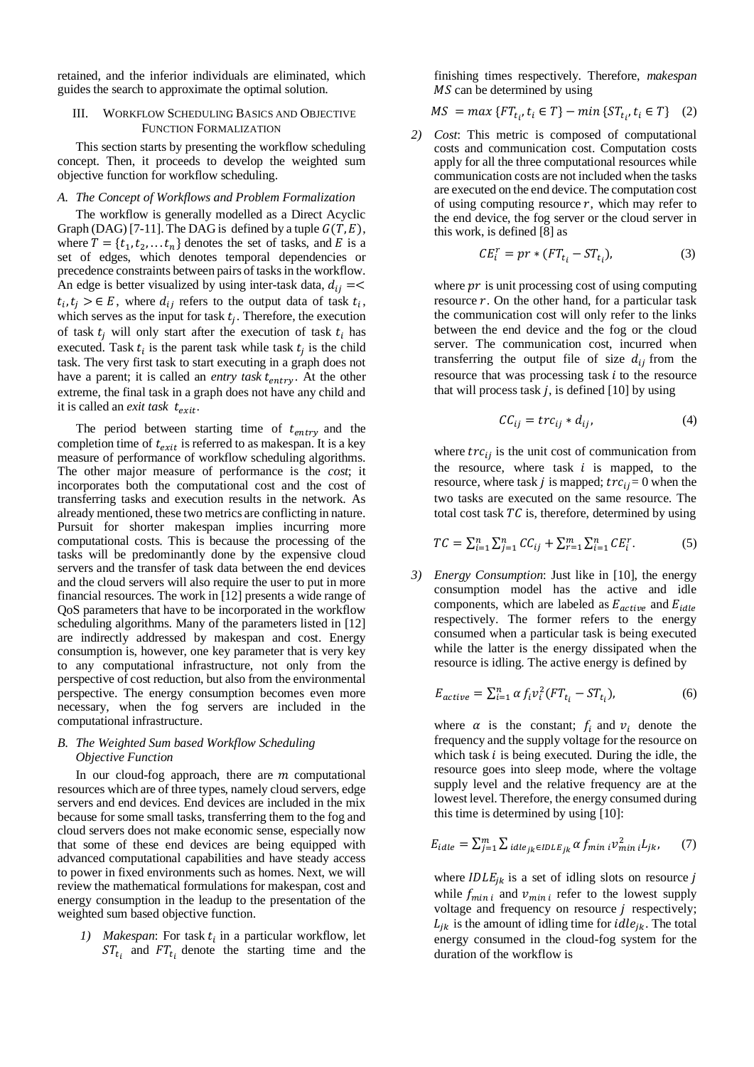retained, and the inferior individuals are eliminated, which guides the search to approximate the optimal solution.

## III. Workflow Scheduling Basics and Objective Function Formalization

This section starts by presenting the workflow scheduling concept. Then, it proceeds to develop the weighted sum objective function for workflow scheduling.

### A. The Concept of Workflows and Problem Formalization

The workflow is generally modelled as a Direct Acyclic Graph (DAG) [7-11]. The DAG is defined by a tuple $G(T, E)$, where $T = \{t_1, t_2, \dots t_n\}$ denotes the set of tasks, and $E$ is a set of edges, which denotes temporal dependencies or precedence constraints between pairs of tasks in the workflow. An edge is better visualized by using inter-task data, $d_{ij} = < t_i, t_j > \in E$, where $d_{ij}$ refers to the output data of task $t_i$, which serves as the input for task $t_j$. Therefore, the execution of task $t_j$ will only start after the execution of task $t_i$ has executed. Task $t_i$ is the parent task while task $t_j$ is the child task. The very first task to start executing in a graph does not have a parent; it is called an *entry task* $t_{entry}$. At the other extreme, the final task in a graph does not have any child and it is called an *exit task* $t_{exit}$.

The period between starting time of $t_{entry}$ and the completion time of $t_{exit}$ is referred to as makespan. It is a key measure of performance of workflow scheduling algorithms. The other major measure of performance is the *cost*; it incorporates both the computational cost and the cost of transferring tasks and execution results in the network. As already mentioned, these two metrics are conflicting in nature. Pursuit for shorter makespan implies incurring more computational costs. This is because the processing of the tasks will be predominantly done by the expensive cloud servers and the transfer of task data between the end devices and the cloud servers will also require the user to put in more financial resources. The work in [12] presents a wide range of QoS parameters that have to be incorporated in the workflow scheduling algorithms. Many of the parameters listed in [12] are indirectly addressed by makespan and cost. Energy consumption is, however, one key parameter that is very key to any computational infrastructure, not only from the perspective of cost reduction, but also from the environmental perspective. The energy consumption becomes even more necessary, when the fog servers are included in the computational infrastructure.

### B. The Weighted Sum based Workflow Scheduling Objective Function

In our cloud-fog approach, there are $m$ computational resources which are of three types, namely cloud servers, edge servers and end devices. End devices are included in the mix because for some small tasks, transferring them to the fog and cloud servers does not make economic sense, especially now that some of these end devices are being equipped with advanced computational capabilities and have steady access to power in fixed environments such as homes. Next, we will review the mathematical formulations for makespan, cost and energy consumption in the leadup to the presentation of the weighted sum based objective function.

1) *Makespan*: For task $t_i$ in a particular workflow, let $ST_{t_i}$ and $FT_{t_i}$ denote the starting time and the finishing times respectively. Therefore, *makespan* $MS$ can be determined by using

$$MS = max\{FT_{t_i}, t_i \in T\} - min\{ST_{t_i}, t_i \in T\} \quad (2)$$

2) *Cost*: This metric is composed of computational costs and communication cost. Computation costs apply for all the three computational resources while communication costs are not included when the tasks are executed on the end device. The computation cost of using computing resource $r$, which may refer to the end device, the fog server or the cloud server in this work, is defined [8] as

$$CE_i^r = pr * (FT_{t_i} - ST_{t_i}), \quad (3)$$

where $pr$ is unit processing cost of using computing resource $r$. On the other hand, for a particular task the communication cost will only refer to the links between the end device and the fog or the cloud server. The communication cost, incurred when transferring the output file of size $d_{ij}$ from the resource that was processing task $i$ to the resource that will process task $j$, is defined [10] by using

$$CC_{ij} = trc_{ij} * d_{ij}, \quad (4)$$

where $trc_{ij}$ is the unit cost of communication from the resource, where task $i$ is mapped, to the resource, where task $j$ is mapped; $trc_{ij} = 0$ when the two tasks are executed on the same resource. The total cost task $TC$ is, therefore, determined by using

$$TC = \sum_{i=1}^{n}\sum_{j=1}^{n} CC_{ij} + \sum_{r=1}^{m}\sum_{i=1}^{n} CE_i^r. \quad (5)$$

3) *Energy Consumption*: Just like in [10], the energy consumption model has the active and idle components, which are labeled as $E_{active}$ and $E_{idle}$ respectively. The former refers to the energy consumed when a particular task is being executed while the latter is the energy dissipated when the resource is idling. The active energy is defined by

$$E_{active} = \sum_{i=1}^{n} \alpha f_i v_i^2 (FT_{t_i} - ST_{t_i}), \quad (6)$$

where $\alpha$ is the constant; $f_i$ and $v_i$ denote the frequency and the supply voltage for the resource on which task $i$ is being executed. During the idle, the resource goes into sleep mode, where the voltage supply level and the relative frequency are at the lowest level. Therefore, the energy consumed during this time is determined by using [10]:

$$E_{idle} = \sum_{j=1}^{m} \sum_{idle_{jk} \in IDLE_{jk}} \alpha f_{min\, i} v_{min\, i}^2 L_{jk}, \quad (7)$$

where $IDLE_{jk}$ is a set of idling slots on resource $j$ while $f_{min\, i}$ and $v_{min\, i}$ refer to the lowest supply voltage and frequency on resource $j$ respectively; $L_{jk}$ is the amount of idling time for $idle_{jk}$. The total energy consumed in the cloud-fog system for the duration of the workflow is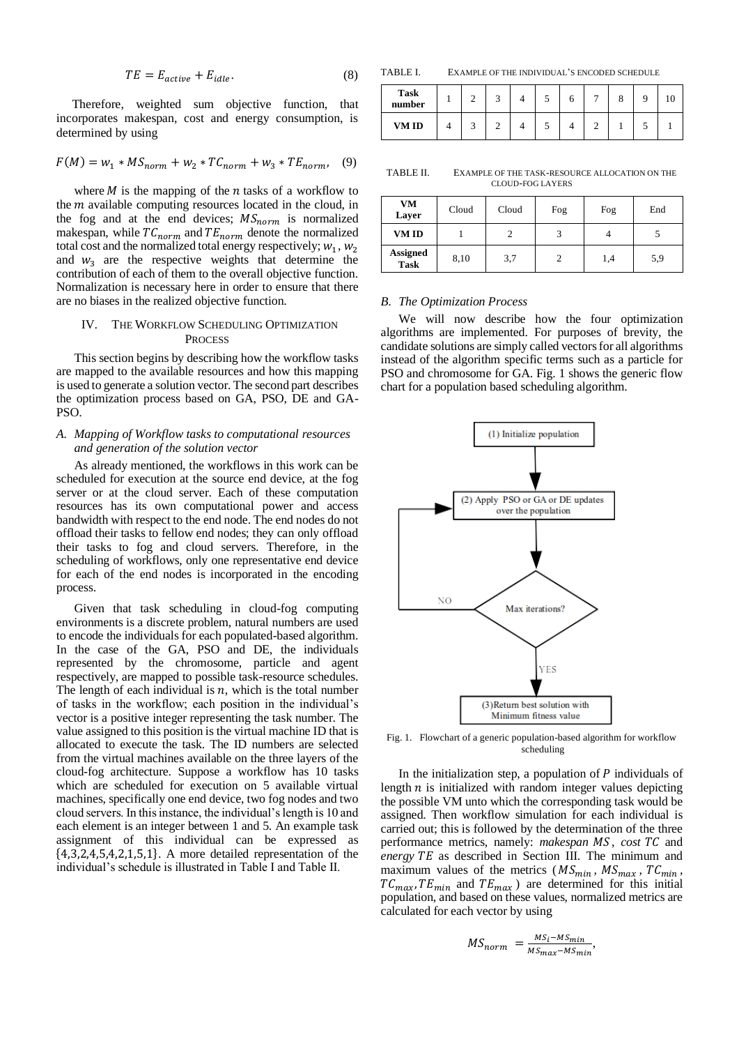$$TE = E_{active} + E_{idle}. \tag{8}$$

Therefore, weighted sum objective function, that incorporates makespan, cost and energy consumption, is determined by using

$$F(M) = w_1 * MS_{norm} + w_2 * TC_{norm} + w_3 * TE_{norm}, \tag{9}$$

where $M$ is the mapping of the $n$ tasks of a workflow to the $m$ available computing resources located in the cloud, in the fog and at the end devices; $MS_{norm}$ is normalized makespan, while $TC_{norm}$ and $TE_{norm}$ denote the normalized total cost and the normalized total energy respectively; $w_1$, $w_2$ and $w_3$ are the respective weights that determine the contribution of each of them to the overall objective function. Normalization is necessary here in order to ensure that there are no biases in the realized objective function.

## IV. The Workflow Scheduling Optimization Process

This section begins by describing how the workflow tasks are mapped to the available resources and how this mapping is used to generate a solution vector. The second part describes the optimization process based on GA, PSO, DE and GA-PSO.

### *A. Mapping of Workflow tasks to computational resources and generation of the solution vector*

As already mentioned, the workflows in this work can be scheduled for execution at the source end device, at the fog server or at the cloud server. Each of these computation resources has its own computational power and access bandwidth with respect to the end node. The end nodes do not offload their tasks to fellow end nodes; they can only offload their tasks to fog and cloud servers. Therefore, in the scheduling of workflows, only one representative end device for each of the end nodes is incorporated in the encoding process.

Given that task scheduling in cloud-fog computing environments is a discrete problem, natural numbers are used to encode the individuals for each populated-based algorithm. In the case of the GA, PSO and DE, the individuals represented by the chromosome, particle and agent respectively, are mapped to possible task-resource schedules. The length of each individual is $n$, which is the total number of tasks in the workflow; each position in the individual's vector is a positive integer representing the task number. The value assigned to this position is the virtual machine ID that is allocated to execute the task. The ID numbers are selected from the virtual machines available on the three layers of the cloud-fog architecture. Suppose a workflow has 10 tasks which are scheduled for execution on 5 available virtual machines, specifically one end device, two fog nodes and two cloud servers. In this instance, the individual's length is 10 and each element is an integer between 1 and 5. An example task assignment of this individual can be expressed as {4,3,2,4,5,4,2,1,5,1}. A more detailed representation of the individual's schedule is illustrated in Table I and Table II.

TABLE I. Example of the individual's encoded schedule

| Task number | 1 | 2 | 3 | 4 | 5 | 6 | 7 | 8 | 9 | 10 |
|---|---|---|---|---|---|---|---|---|---|---|
| VM ID | 4 | 3 | 2 | 4 | 5 | 4 | 2 | 1 | 5 | 1 |

TABLE II. Example of the task-resource allocation on the cloud-fog layers

| VM Layer | Cloud | Cloud | Fog | Fog | End |
|---|---|---|---|---|---|
| VM ID | 1 | 2 | 3 | 4 | 5 |
| Assigned Task | 8,10 | 3,7 | 2 | 1,4 | 5,9 |

### *B. The Optimization Process*

We will now describe how the four optimization algorithms are implemented. For purposes of brevity, the candidate solutions are simply called vectors for all algorithms instead of the algorithm specific terms such as a particle for PSO and chromosome for GA. Fig. 1 shows the generic flow chart for a population based scheduling algorithm.

```
(1) Initialize population
        |
        v
(2) Apply PSO or GA or DE updates over the population  <----+
        |                                                   |
        v                                                   |
   Max iterations? ---------------- NO ---------------------+
        |
       YES
        v
(3) Return best solution with Minimum fitness value
```

Fig. 1. Flowchart of a generic population-based algorithm for workflow scheduling

In the initialization step, a population of $P$ individuals of length $n$ is initialized with random integer values depicting the possible VM unto which the corresponding task would be assigned. Then workflow simulation for each individual is carried out; this is followed by the determination of the three performance metrics, namely: *makespan* $MS$, *cost* $TC$ and *energy* $TE$ as described in Section III. The minimum and maximum values of the metrics ($MS_{min}$, $MS_{max}$, $TC_{min}$, $TC_{max}$, $TE_{min}$ and $TE_{max}$) are determined for this initial population, and based on these values, normalized metrics are calculated for each vector by using

$$MS_{norm} = \frac{MS_i - MS_{min}}{MS_{max} - MS_{min}},$$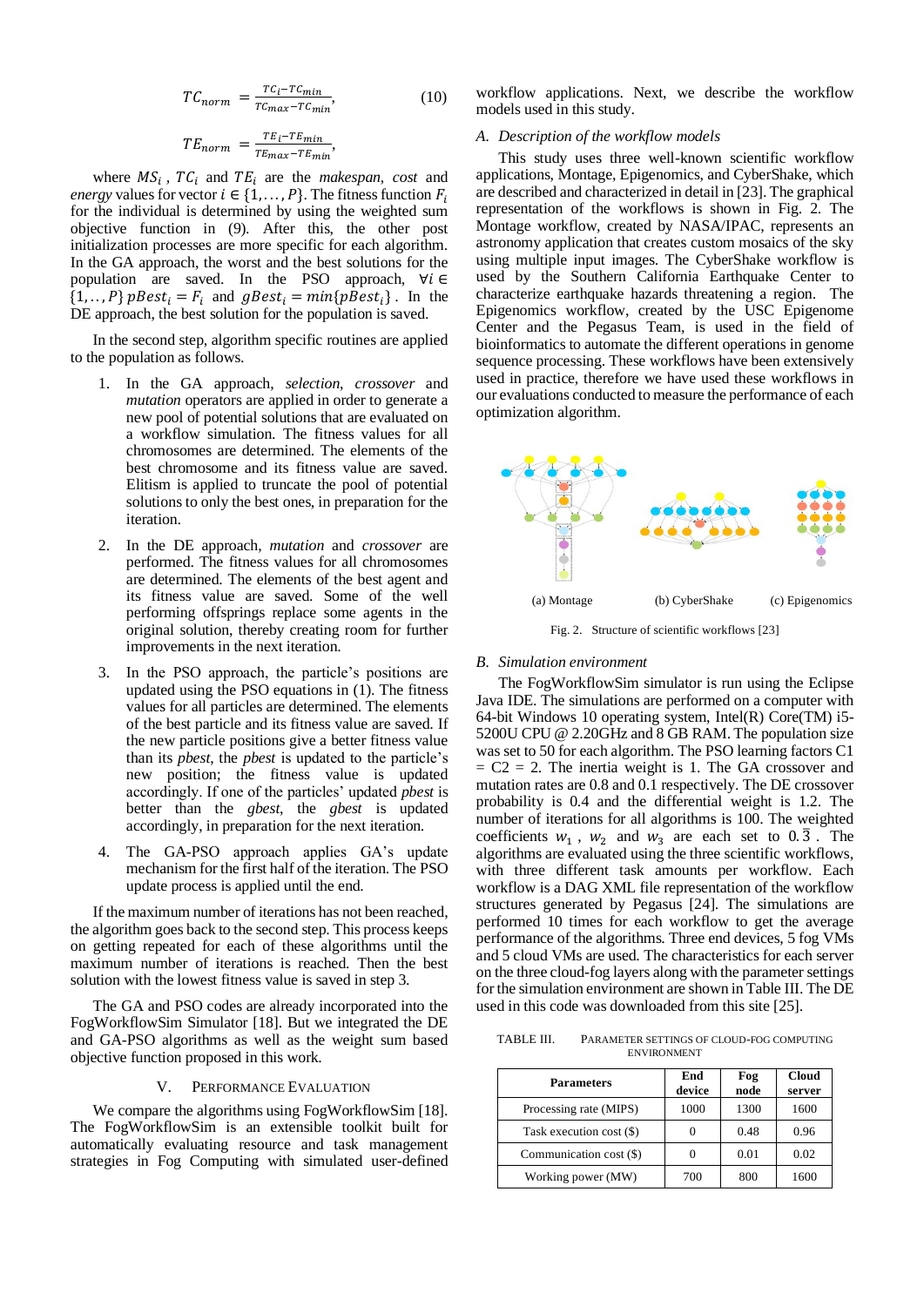$$TC_{norm} = \frac{TC_i - TC_{min}}{TC_{max} - TC_{min}}, \quad (10)$$

$$TE_{norm} = \frac{TE_i - TE_{min}}{TE_{max} - TE_{min}},$$

where $MS_i$, $TC_i$ and $TE_i$ are the *makespan*, *cost* and *energy* values for vector $i \in \{1, \dots, P\}$. The fitness function $F_i$ for the individual is determined by using the weighted sum objective function in (9). After this, the other post initialization processes are more specific for each algorithm. In the GA approach, the worst and the best solutions for the population are saved. In the PSO approach, $\forall i \in \{1, .., P\}$ $pBest_i = F_i$ and $gBest_i = min\{pBest_i\}$. In the DE approach, the best solution for the population is saved.

In the second step, algorithm specific routines are applied to the population as follows.

1. In the GA approach, *selection*, *crossover* and *mutation* operators are applied in order to generate a new pool of potential solutions that are evaluated on a workflow simulation. The fitness values for all chromosomes are determined. The elements of the best chromosome and its fitness value are saved. Elitism is applied to truncate the pool of potential solutions to only the best ones, in preparation for the iteration.
2. In the DE approach, *mutation* and *crossover* are performed. The fitness values for all chromosomes are determined. The elements of the best agent and its fitness value are saved. Some of the well performing offsprings replace some agents in the original solution, thereby creating room for further improvements in the next iteration.
3. In the PSO approach, the particle's positions are updated using the PSO equations in (1). The fitness values for all particles are determined. The elements of the best particle and its fitness value are saved. If the new particle positions give a better fitness value than its *pbest*, the *pbest* is updated to the particle's new position; the fitness value is updated accordingly. If one of the particles' updated *pbest* is better than the *gbest*, the *gbest* is updated accordingly, in preparation for the next iteration.
4. The GA-PSO approach applies GA's update mechanism for the first half of the iteration. The PSO update process is applied until the end.

If the maximum number of iterations has not been reached, the algorithm goes back to the second step. This process keeps on getting repeated for each of these algorithms until the maximum number of iterations is reached. Then the best solution with the lowest fitness value is saved in step 3.

The GA and PSO codes are already incorporated into the FogWorkflowSim Simulator [18]. But we integrated the DE and GA-PSO algorithms as well as the weight sum based objective function proposed in this work.

## V. Performance Evaluation

We compare the algorithms using FogWorkflowSim [18]. The FogWorkflowSim is an extensible toolkit built for automatically evaluating resource and task management strategies in Fog Computing with simulated user-defined workflow applications. Next, we describe the workflow models used in this study.

### A. Description of the workflow models

This study uses three well-known scientific workflow applications, Montage, Epigenomics, and CyberShake, which are described and characterized in detail in [23]. The graphical representation of the workflows is shown in Fig. 2. The Montage workflow, created by NASA/IPAC, represents an astronomy application that creates custom mosaics of the sky using multiple input images. The CyberShake workflow is used by the Southern California Earthquake Center to characterize earthquake hazards threatening a region. The Epigenomics workflow, created by the USC Epigenome Center and the Pegasus Team, is used in the field of bioinformatics to automate the different operations in genome sequence processing. These workflows have been extensively used in practice, therefore we have used these workflows in our evaluations conducted to measure the performance of each optimization algorithm.

(a) Montage (b) CyberShake (c) Epigenomics

Fig. 2. Structure of scientific workflows [23]

### B. Simulation environment

The FogWorkflowSim simulator is run using the Eclipse Java IDE. The simulations are performed on a computer with 64-bit Windows 10 operating system, Intel(R) Core(TM) i5-5200U CPU @ 2.20GHz and 8 GB RAM. The population size was set to 50 for each algorithm. The PSO learning factors C1 = C2 = 2. The inertia weight is 1. The GA crossover and mutation rates are 0.8 and 0.1 respectively. The DE crossover probability is 0.4 and the differential weight is 1.2. The number of iterations for all algorithms is 100. The weighted coefficients $w_1$, $w_2$ and $w_3$ are each set to $0.\overline{3}$. The algorithms are evaluated using the three scientific workflows, with three different task amounts per workflow. Each workflow is a DAG XML file representation of the workflow structures generated by Pegasus [24]. The simulations are performed 10 times for each workflow to get the average performance of the algorithms. Three end devices, 5 fog VMs and 5 cloud VMs are used. The characteristics for each server on the three cloud-fog layers along with the parameter settings for the simulation environment are shown in Table III. The DE used in this code was downloaded from this site [25].

TABLE III. Parameter settings of cloud-fog computing environment

| Parameters | End device | Fog node | Cloud server |
|---|---|---|---|
| Processing rate (MIPS) | 1000 | 1300 | 1600 |
| Task execution cost ($) | 0 | 0.48 | 0.96 |
| Communication cost ($) | 0 | 0.01 | 0.02 |
| Working power (MW) | 700 | 800 | 1600 |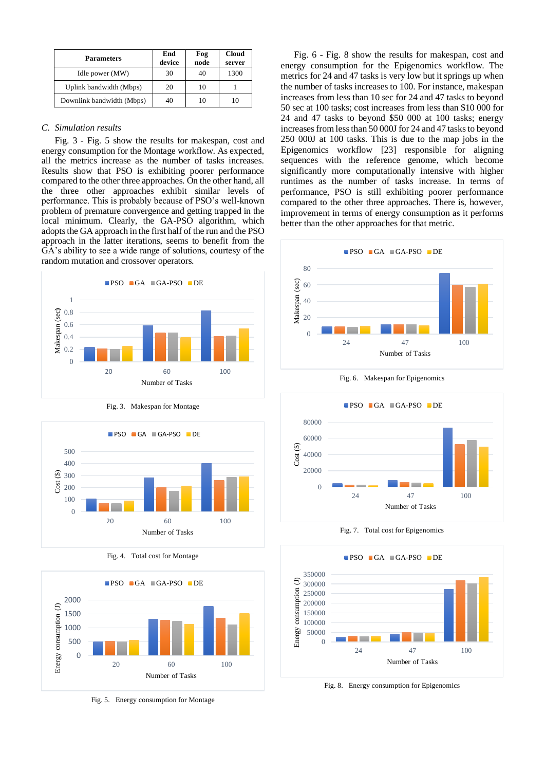| Parameters | End device | Fog node | Cloud server |
|---|---|---|---|
| Idle power (MW) | 30 | 40 | 1300 |
| Uplink bandwidth (Mbps) | 20 | 10 | 1 |
| Downlink bandwidth (Mbps) | 40 | 10 | 10 |

### *C. Simulation results*

Fig. 3 - Fig. 5 show the results for makespan, cost and energy consumption for the Montage workflow. As expected, all the metrics increase as the number of tasks increases. Results show that PSO is exhibiting poorer performance compared to the other three approaches. On the other hand, all the three other approaches exhibit similar levels of performance. This is probably because of PSO's well-known problem of premature convergence and getting trapped in the local minimum. Clearly, the GA-PSO algorithm, which adopts the GA approach in the first half of the run and the PSO approach in the latter iterations, seems to benefit from the GA's ability to see a wide range of solutions, courtesy of the random mutation and crossover operators.

Fig. 3. Makespan for Montage

Fig. 4. Total cost for Montage

Fig. 5. Energy consumption for Montage

Fig. 6 - Fig. 8 show the results for makespan, cost and energy consumption for the Epigenomics workflow. The metrics for 24 and 47 tasks is very low but it springs up when the number of tasks increases to 100. For instance, makespan increases from less than 10 sec for 24 and 47 tasks to beyond 50 sec at 100 tasks; cost increases from less than $10 000 for 24 and 47 tasks to beyond $50 000 at 100 tasks; energy increases from less than 50 000J for 24 and 47 tasks to beyond 250 000J at 100 tasks. This is due to the map jobs in the Epigenomics workflow [23] responsible for aligning sequences with the reference genome, which become significantly more computationally intensive with higher runtimes as the number of tasks increase. In terms of performance, PSO is still exhibiting poorer performance compared to the other three approaches. There is, however, improvement in terms of energy consumption as it performs better than the other approaches for that metric.

Fig. 6. Makespan for Epigenomics

Fig. 7. Total cost for Epigenomics

Fig. 8. Energy consumption for Epigenomics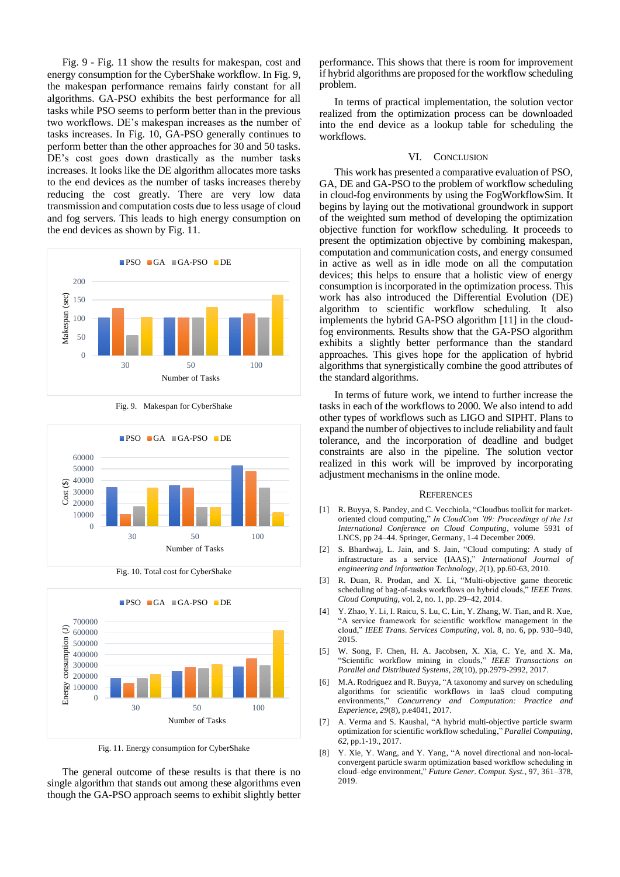Fig. 9 - Fig. 11 show the results for makespan, cost and energy consumption for the CyberShake workflow. In Fig. 9, the makespan performance remains fairly constant for all algorithms. GA-PSO exhibits the best performance for all tasks while PSO seems to perform better than in the previous two workflows. DE's makespan increases as the number of tasks increases. In Fig. 10, GA-PSO generally continues to perform better than the other approaches for 30 and 50 tasks. DE's cost goes down drastically as the number tasks increases. It looks like the DE algorithm allocates more tasks to the end devices as the number of tasks increases thereby reducing the cost greatly. There are very low data transmission and computation costs due to less usage of cloud and fog servers. This leads to high energy consumption on the end devices as shown by Fig. 11.

Fig. 9. Makespan for CyberShake

Fig. 10. Total cost for CyberShake

Fig. 11. Energy consumption for CyberShake

The general outcome of these results is that there is no single algorithm that stands out among these algorithms even though the GA-PSO approach seems to exhibit slightly better performance. This shows that there is room for improvement if hybrid algorithms are proposed for the workflow scheduling problem.

In terms of practical implementation, the solution vector realized from the optimization process can be downloaded into the end device as a lookup table for scheduling the workflows.

## VI. Conclusion

This work has presented a comparative evaluation of PSO, GA, DE and GA-PSO to the problem of workflow scheduling in cloud-fog environments by using the FogWorkflowSim. It begins by laying out the motivational groundwork in support of the weighted sum method of developing the optimization objective function for workflow scheduling. It proceeds to present the optimization objective by combining makespan, computation and communication costs, and energy consumed in active as well as in idle mode on all the computation devices; this helps to ensure that a holistic view of energy consumption is incorporated in the optimization process. This work has also introduced the Differential Evolution (DE) algorithm to scientific workflow scheduling. It also implements the hybrid GA-PSO algorithm [11] in the cloud-fog environments. Results show that the GA-PSO algorithm exhibits a slightly better performance than the standard approaches. This gives hope for the application of hybrid algorithms that synergistically combine the good attributes of the standard algorithms.

In terms of future work, we intend to further increase the tasks in each of the workflows to 2000. We also intend to add other types of workflows such as LIGO and SIPHT. Plans to expand the number of objectives to include reliability and fault tolerance, and the incorporation of deadline and budget constraints are also in the pipeline. The solution vector realized in this work will be improved by incorporating adjustment mechanisms in the online mode.

## References

[1] R. Buyya, S. Pandey, and C. Vecchiola, "Cloudbus toolkit for market-oriented cloud computing," *In CloudCom '09: Proceedings of the 1st International Conference on Cloud Computing*, volume 5931 of LNCS, pp 24–44. Springer, Germany, 1-4 December 2009.

[2] S. Bhardwaj, L. Jain, and S. Jain, "Cloud computing: A study of infrastructure as a service (IAAS)," *IEEE International Journal of engineering and information Technology*, *2*(1), pp.60-63, 2010.

[3] R. Duan, R. Prodan, and X. Li, "Multi-objective game theoretic scheduling of bag-of-tasks workflows on hybrid clouds," *IEEE Trans. Cloud Computing*, vol. 2, no. 1, pp. 29–42, 2014.

[4] Y. Zhao, Y. Li, I. Raicu, S. Lu, C. Lin, Y. Zhang, W. Tian, and R. Xue, "A service framework for scientific workflow management in the cloud," *IEEE Trans. Services Computing*, vol. 8, no. 6, pp. 930–940, 2015.

[5] W. Song, F. Chen, H. A. Jacobsen, X. Xia, C. Ye, and X. Ma, "Scientific workflow mining in clouds," *IEEE Transactions on Parallel and Distributed Systems*, *28*(10), pp.2979-2992, 2017.

[6] M.A. Rodriguez and R. Buyya, "A taxonomy and survey on scheduling algorithms for scientific workflows in IaaS cloud computing environments," *Concurrency and Computation: Practice and Experience*, *29*(8), p.e4041, 2017.

[7] A. Verma and S. Kaushal, "A hybrid multi-objective particle swarm optimization for scientific workflow scheduling," *Parallel Computing*, *62*, pp.1-19., 2017.

[8] Y. Xie, Y. Wang, and Y. Yang, "A novel directional and non-local-convergent particle swarm optimization based workflow scheduling in cloud–edge environment," *Future Gener. Comput. Syst.*, 97, 361–378, 2019.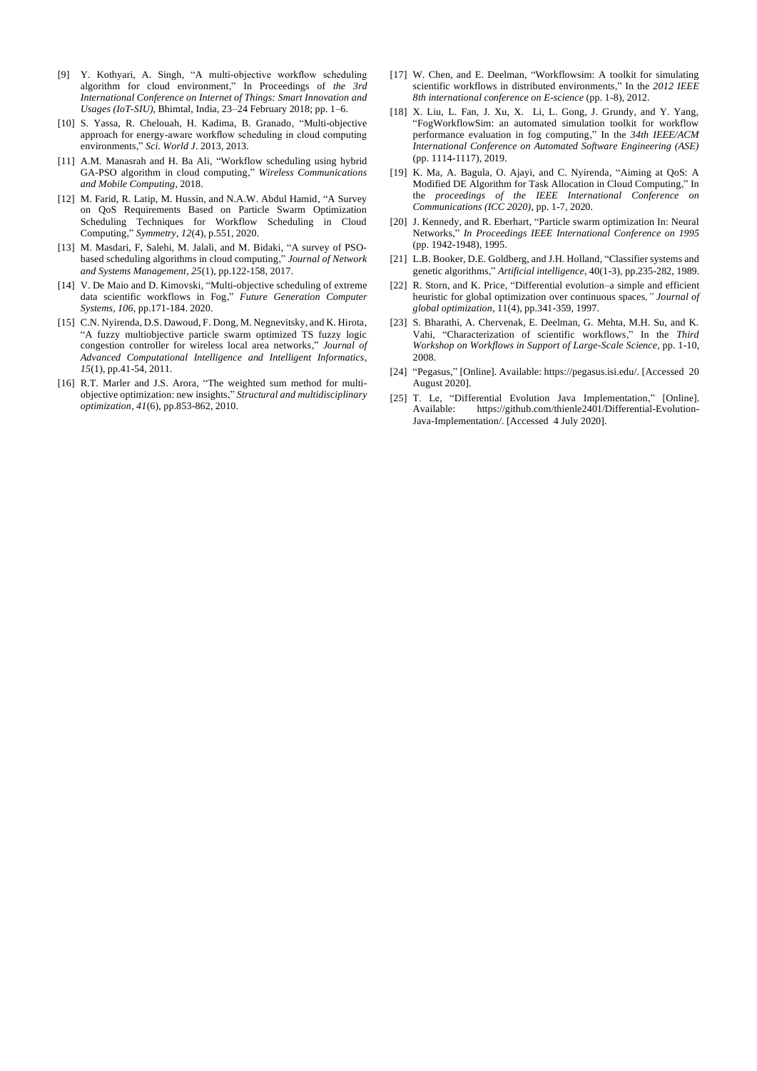[9] Y. Kothyari, A. Singh, "A multi-objective workflow scheduling algorithm for cloud environment," In Proceedings of *the 3rd International Conference on Internet of Things: Smart Innovation and Usages (IoT-SIU)*, Bhimtal, India, 23–24 February 2018; pp. 1–6.

[10] S. Yassa, R. Chelouah, H. Kadima, B. Granado, "Multi-objective approach for energy-aware workflow scheduling in cloud computing environments," *Sci. World J*. 2013, 2013.

[11] A.M. Manasrah and H. Ba Ali, "Workflow scheduling using hybrid GA-PSO algorithm in cloud computing," *Wireless Communications and Mobile Computing*, 2018.

[12] M. Farid, R. Latip, M. Hussin, and N.A.W. Abdul Hamid, "A Survey on QoS Requirements Based on Particle Swarm Optimization Scheduling Techniques for Workflow Scheduling in Cloud Computing," *Symmetry*, *12*(4), p.551, 2020.

[13] M. Masdari, F, Salehi, M. Jalali, and M. Bidaki, "A survey of PSO-based scheduling algorithms in cloud computing," *Journal of Network and Systems Management*, *25*(1), pp.122-158, 2017.

[14] V. De Maio and D. Kimovski, "Multi-objective scheduling of extreme data scientific workflows in Fog," *Future Generation Computer Systems*, *106*, pp.171-184. 2020.

[15] C.N. Nyirenda, D.S. Dawoud, F. Dong, M. Negnevitsky, and K. Hirota, "A fuzzy multiobjective particle swarm optimized TS fuzzy logic congestion controller for wireless local area networks," *Journal of Advanced Computational Intelligence and Intelligent Informatics*, *15*(1), pp.41-54, 2011.

[16] R.T. Marler and J.S. Arora, "The weighted sum method for multi-objective optimization: new insights," *Structural and multidisciplinary optimization*, *41*(6), pp.853-862, 2010.

[17] W. Chen, and E. Deelman, "Workflowsim: A toolkit for simulating scientific workflows in distributed environments," In the *2012 IEEE 8th international conference on E-science* (pp. 1-8), 2012.

[18] X. Liu, L. Fan, J. Xu, X. Li, L. Gong, J. Grundy, and Y. Yang, "FogWorkflowSim: an automated simulation toolkit for workflow performance evaluation in fog computing," In the *34th IEEE/ACM International Conference on Automated Software Engineering (ASE)* (pp. 1114-1117), 2019.

[19] K. Ma, A. Bagula, O. Ajayi, and C. Nyirenda, "Aiming at QoS: A Modified DE Algorithm for Task Allocation in Cloud Computing," In the *proceedings of the IEEE International Conference on Communications (ICC 2020)*, pp. 1-7, 2020.

[20] J. Kennedy, and R. Eberhart, "Particle swarm optimization In: Neural Networks," *In Proceedings IEEE International Conference on 1995* (pp. 1942-1948), 1995.

[21] L.B. Booker, D.E. Goldberg, and J.H. Holland, "Classifier systems and genetic algorithms," *Artificial intelligence*, 40(1-3), pp.235-282, 1989.

[22] R. Storn, and K. Price, "Differential evolution–a simple and efficient heuristic for global optimization over continuous spaces*," Journal of global optimization*, 11(4), pp.341-359, 1997.

[23] S. Bharathi, A. Chervenak, E. Deelman, G. Mehta, M.H. Su, and K. Vahi, "Characterization of scientific workflows," In the *Third Workshop on Workflows in Support of Large-Scale Science*, pp. 1-10, 2008.

[24] "Pegasus," [Online]. Available: https://pegasus.isi.edu/. [Accessed 20 August 2020].

[25] T. Le, "Differential Evolution Java Implementation," [Online]. Available: https://github.com/thienle2401/Differential-Evolution-Java-Implementation/. [Accessed 4 July 2020].